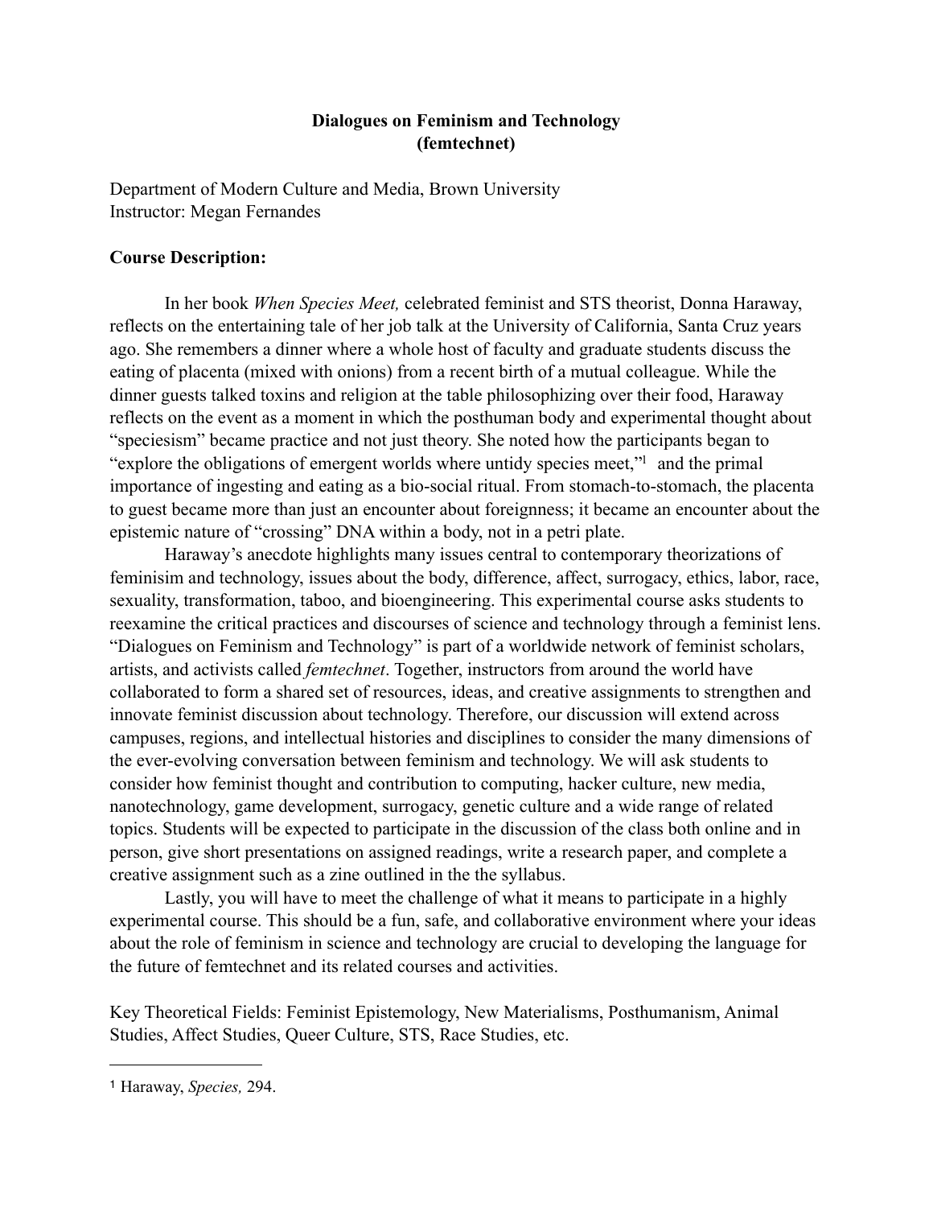**Dialogues on Feminism and Technology**
**(femtechnet)**

Department of Modern Culture and Media, Brown University
Instructor: Megan Fernandes

**Course Description:**

In her book *When Species Meet,* celebrated feminist and STS theorist, Donna Haraway, reflects on the entertaining tale of her job talk at the University of California, Santa Cruz years ago. She remembers a dinner where a whole host of faculty and graduate students discuss the eating of placenta (mixed with onions) from a recent birth of a mutual colleague. While the dinner guests talked toxins and religion at the table philosophizing over their food, Haraway reflects on the event as a moment in which the posthuman body and experimental thought about "speciesism" became practice and not just theory. She noted how the participants began to "explore the obligations of emergent worlds where untidy species meet,"[1] and the primal importance of ingesting and eating as a bio-social ritual. From stomach-to-stomach, the placenta to guest became more than just an encounter about foreignness; it became an encounter about the epistemic nature of "crossing" DNA within a body, not in a petri plate.

Haraway's anecdote highlights many issues central to contemporary theorizations of feminisim and technology, issues about the body, difference, affect, surrogacy, ethics, labor, race, sexuality, transformation, taboo, and bioengineering. This experimental course asks students to reexamine the critical practices and discourses of science and technology through a feminist lens. "Dialogues on Feminism and Technology" is part of a worldwide network of feminist scholars, artists, and activists called *femtechnet*. Together, instructors from around the world have collaborated to form a shared set of resources, ideas, and creative assignments to strengthen and innovate feminist discussion about technology. Therefore, our discussion will extend across campuses, regions, and intellectual histories and disciplines to consider the many dimensions of the ever-evolving conversation between feminism and technology. We will ask students to consider how feminist thought and contribution to computing, hacker culture, new media, nanotechnology, game development, surrogacy, genetic culture and a wide range of related topics. Students will be expected to participate in the discussion of the class both online and in person, give short presentations on assigned readings, write a research paper, and complete a creative assignment such as a zine outlined in the the syllabus.

Lastly, you will have to meet the challenge of what it means to participate in a highly experimental course. This should be a fun, safe, and collaborative environment where your ideas about the role of feminism in science and technology are crucial to developing the language for the future of femtechnet and its related courses and activities.

Key Theoretical Fields: Feminist Epistemology, New Materialisms, Posthumanism, Animal Studies, Affect Studies, Queer Culture, STS, Race Studies, etc.

---

[1] Haraway, *Species,* 294.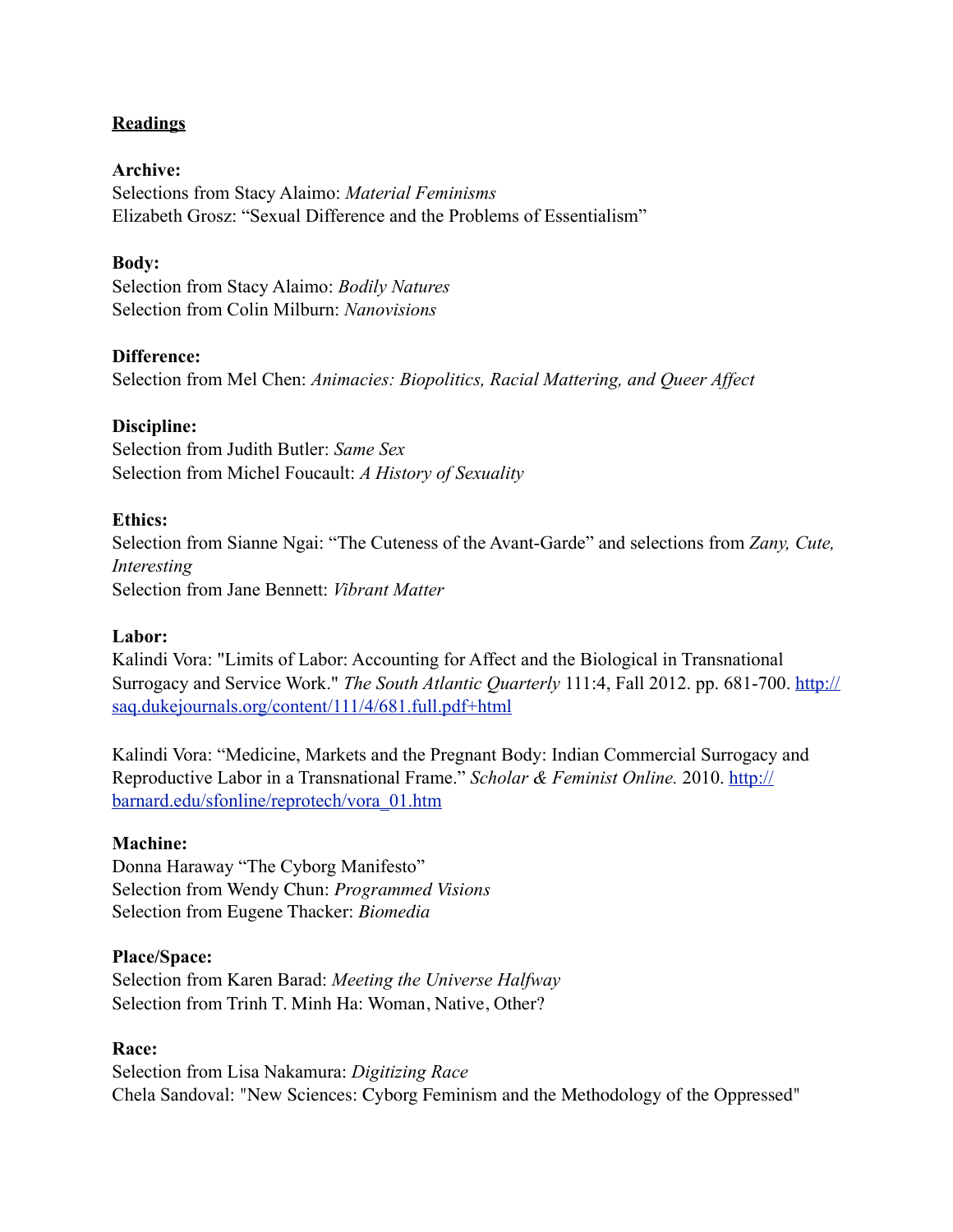**Readings**

**Archive:**
Selections from Stacy Alaimo: *Material Feminisms*
Elizabeth Grosz: "Sexual Difference and the Problems of Essentialism"

**Body:**
Selection from Stacy Alaimo: *Bodily Natures*
Selection from Colin Milburn: *Nanovisions*

**Difference:**
Selection from Mel Chen: *Animacies: Biopolitics, Racial Mattering, and Queer Affect*

**Discipline:**
Selection from Judith Butler: *Same Sex*
Selection from Michel Foucault: *A History of Sexuality*

**Ethics:**
Selection from Sianne Ngai: "The Cuteness of the Avant-Garde" and selections from *Zany, Cute, Interesting*
Selection from Jane Bennett: *Vibrant Matter*

**Labor:**
Kalindi Vora: "Limits of Labor: Accounting for Affect and the Biological in Transnational Surrogacy and Service Work." *The South Atlantic Quarterly* 111:4, Fall 2012. pp. 681-700. [http://saq.dukejournals.org/content/111/4/681.full.pdf+html](http://saq.dukejournals.org/content/111/4/681.full.pdf+html)

Kalindi Vora: "Medicine, Markets and the Pregnant Body: Indian Commercial Surrogacy and Reproductive Labor in a Transnational Frame." *Scholar & Feminist Online.* 2010. [http://barnard.edu/sfonline/reprotech/vora_01.htm](http://barnard.edu/sfonline/reprotech/vora_01.htm)

**Machine:**
Donna Haraway "The Cyborg Manifesto"
Selection from Wendy Chun: *Programmed Visions*
Selection from Eugene Thacker: *Biomedia*

**Place/Space:**
Selection from Karen Barad: *Meeting the Universe Halfway*
Selection from Trinh T. Minh Ha: Woman, Native, Other?

**Race:**
Selection from Lisa Nakamura: *Digitizing Race*
Chela Sandoval: "New Sciences: Cyborg Feminism and the Methodology of the Oppressed"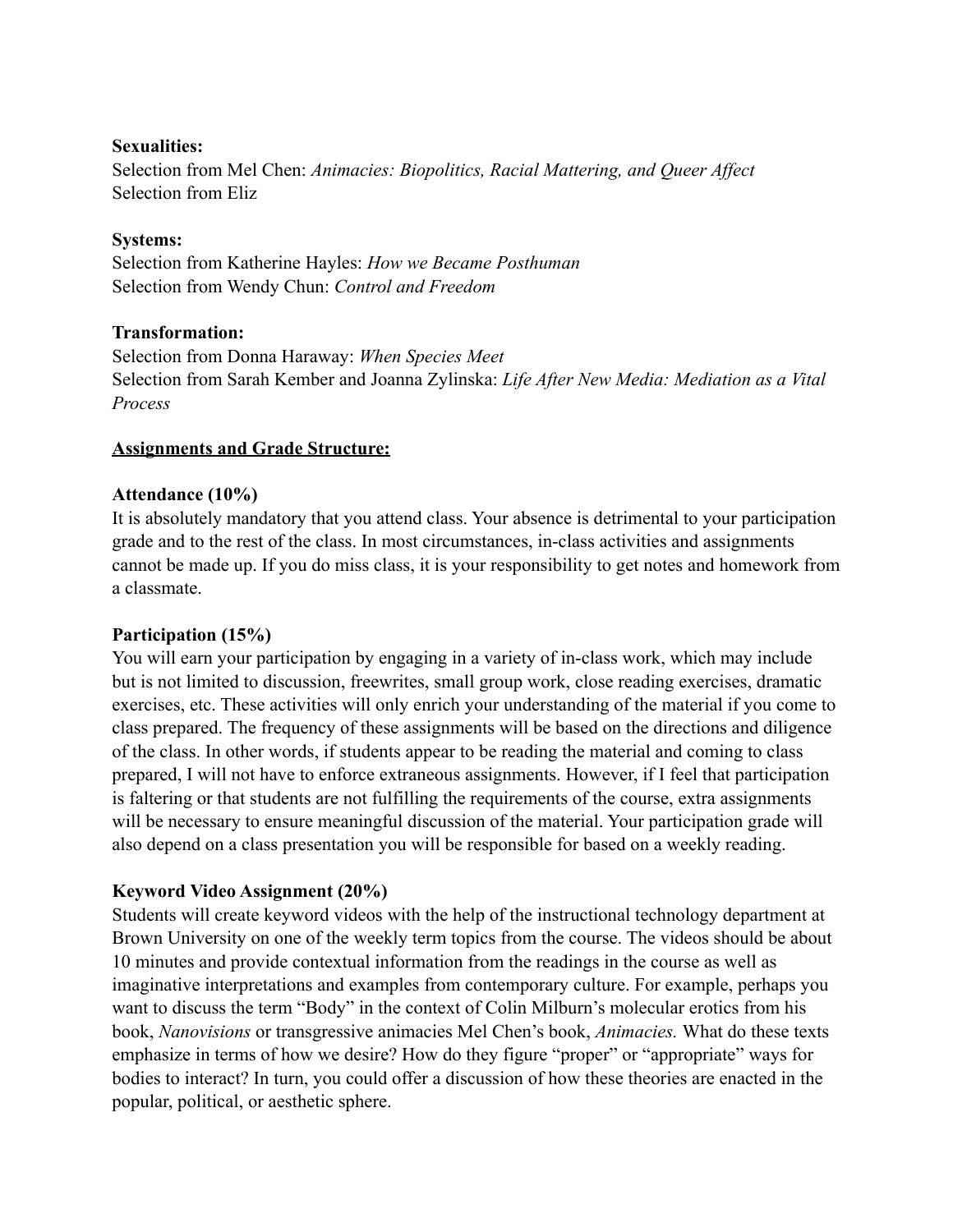**Sexualities:**
Selection from Mel Chen: *Animacies: Biopolitics, Racial Mattering, and Queer Affect*
Selection from Eliz

**Systems:**
Selection from Katherine Hayles: *How we Became Posthuman*
Selection from Wendy Chun: *Control and Freedom*

**Transformation:**
Selection from Donna Haraway: *When Species Meet*
Selection from Sarah Kember and Joanna Zylinska: *Life After New Media: Mediation as a Vital Process*

<u>**Assignments and Grade Structure:**</u>

**Attendance (10%)**
It is absolutely mandatory that you attend class. Your absence is detrimental to your participation grade and to the rest of the class. In most circumstances, in-class activities and assignments cannot be made up. If you do miss class, it is your responsibility to get notes and homework from a classmate.

**Participation (15%)**
You will earn your participation by engaging in a variety of in-class work, which may include but is not limited to discussion, freewrites, small group work, close reading exercises, dramatic exercises, etc. These activities will only enrich your understanding of the material if you come to class prepared. The frequency of these assignments will be based on the directions and diligence of the class. In other words, if students appear to be reading the material and coming to class prepared, I will not have to enforce extraneous assignments. However, if I feel that participation is faltering or that students are not fulfilling the requirements of the course, extra assignments will be necessary to ensure meaningful discussion of the material. Your participation grade will also depend on a class presentation you will be responsible for based on a weekly reading.

**Keyword Video Assignment (20%)**
Students will create keyword videos with the help of the instructional technology department at Brown University on one of the weekly term topics from the course. The videos should be about 10 minutes and provide contextual information from the readings in the course as well as imaginative interpretations and examples from contemporary culture. For example, perhaps you want to discuss the term "Body" in the context of Colin Milburn's molecular erotics from his book, *Nanovisions* or transgressive animacies Mel Chen's book, *Animacies.* What do these texts emphasize in terms of how we desire? How do they figure "proper" or "appropriate" ways for bodies to interact? In turn, you could offer a discussion of how these theories are enacted in the popular, political, or aesthetic sphere.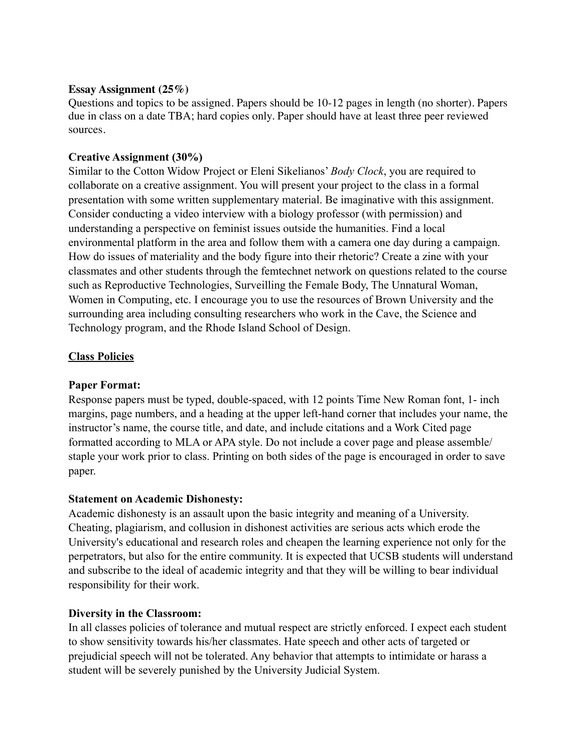**Essay Assignment (25%)**
Questions and topics to be assigned. Papers should be 10-12 pages in length (no shorter). Papers due in class on a date TBA; hard copies only. Paper should have at least three peer reviewed sources.

**Creative Assignment (30%)**
Similar to the Cotton Widow Project or Eleni Sikelianos' *Body Clock*, you are required to collaborate on a creative assignment. You will present your project to the class in a formal presentation with some written supplementary material. Be imaginative with this assignment. Consider conducting a video interview with a biology professor (with permission) and understanding a perspective on feminist issues outside the humanities. Find a local environmental platform in the area and follow them with a camera one day during a campaign. How do issues of materiality and the body figure into their rhetoric? Create a zine with your classmates and other students through the femtechnet network on questions related to the course such as Reproductive Technologies, Surveilling the Female Body, The Unnatural Woman, Women in Computing, etc. I encourage you to use the resources of Brown University and the surrounding area including consulting researchers who work in the Cave, the Science and Technology program, and the Rhode Island School of Design.

## Class Policies

**Paper Format:**
Response papers must be typed, double-spaced, with 12 points Time New Roman font, 1- inch margins, page numbers, and a heading at the upper left-hand corner that includes your name, the instructor's name, the course title, and date, and include citations and a Work Cited page formatted according to MLA or APA style. Do not include a cover page and please assemble/ staple your work prior to class. Printing on both sides of the page is encouraged in order to save paper.

**Statement on Academic Dishonesty:**
Academic dishonesty is an assault upon the basic integrity and meaning of a University. Cheating, plagiarism, and collusion in dishonest activities are serious acts which erode the University's educational and research roles and cheapen the learning experience not only for the perpetrators, but also for the entire community. It is expected that UCSB students will understand and subscribe to the ideal of academic integrity and that they will be willing to bear individual responsibility for their work.

**Diversity in the Classroom:**
In all classes policies of tolerance and mutual respect are strictly enforced. I expect each student to show sensitivity towards his/her classmates. Hate speech and other acts of targeted or prejudicial speech will not be tolerated. Any behavior that attempts to intimidate or harass a student will be severely punished by the University Judicial System.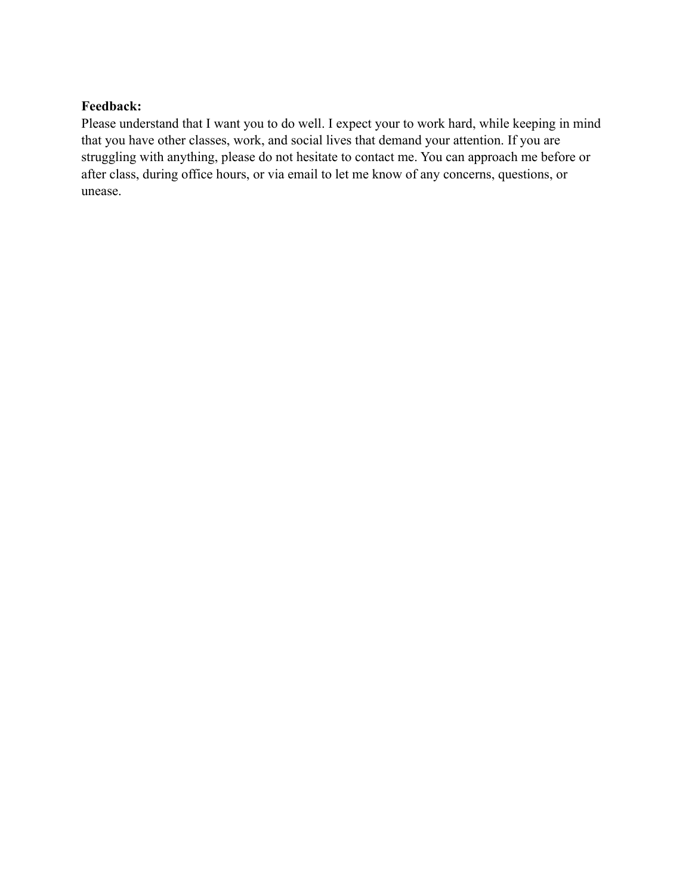**Feedback:**
Please understand that I want you to do well. I expect your to work hard, while keeping in mind that you have other classes, work, and social lives that demand your attention. If you are struggling with anything, please do not hesitate to contact me. You can approach me before or after class, during office hours, or via email to let me know of any concerns, questions, or unease.